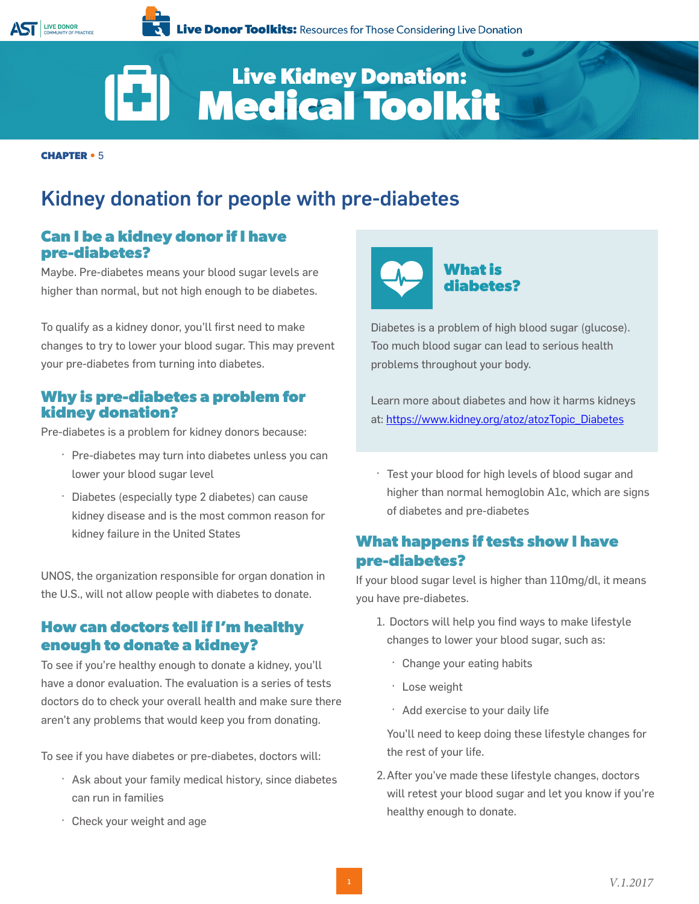# Live Kidney Donation: Medical Toolkit

**CHAPTER** • 5

## Kidney donation for people with pre-diabetes

### Can I be a kidney donor if I have pre-diabetes?

Maybe. Pre-diabetes means your blood sugar levels are higher than normal, but not high enough to be diabetes.

To qualify as a kidney donor, you'll first need to make changes to try to lower your blood sugar. This may prevent your pre-diabetes from turning into diabetes.

### Why is pre-diabetes a problem for kidney donation?

Pre-diabetes is a problem for kidney donors because:

- Pre-diabetes may turn into diabetes unless you can lower your blood sugar level
- Diabetes (especially type 2 diabetes) can cause kidney disease and is the most common reason for kidney failure in the United States

UNOS, the organization responsible for organ donation in the U.S., will not allow people with diabetes to donate.

### How can doctors tell if I'm healthy enough to donate a kidney?

To see if you're healthy enough to donate a kidney, you'll have a donor evaluation. The evaluation is a series of tests doctors do to check your overall health and make sure there aren't any problems that would keep you from donating.

To see if you have diabetes or pre-diabetes, doctors will:

- Ask about your family medical history, since diabetes can run in families
- Check your weight and age
- Test your blood for high levels of blood sugar and higher than normal hemoglobin A1c, which are signs of diabetes and pre-diabetes

### What is diabetes?

Diabetes is a problem of high blood sugar (glucose). Too much blood sugar can lead to serious health problems throughout your body.

Learn more about diabetes and how it harms kidneys at: https://www.kidney.org/atoz/atozTopic_Diabetes

### What happens if tests show I have pre-diabetes?

If your blood sugar level is higher than 110mg/dl, it means you have pre-diabetes.

1. Doctors will help you find ways to make lifestyle changes to lower your blood sugar, such as:
   - Change your eating habits
   - Lose weight
   - Add exercise to your daily life

   You'll need to keep doing these lifestyle changes for the rest of your life.
2. After you've made these lifestyle changes, doctors will retest your blood sugar and let you know if you're healthy enough to donate.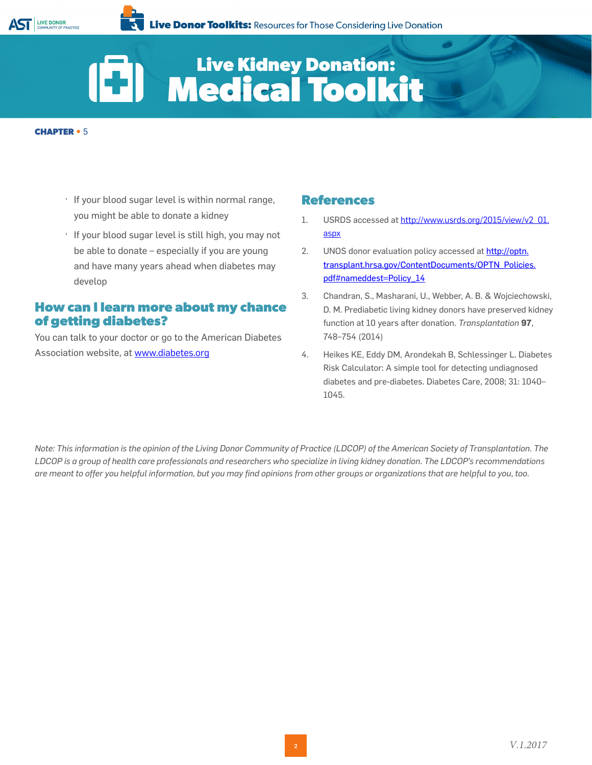- If your blood sugar level is within normal range, you might be able to donate a kidney
- If your blood sugar level is still high, you may not be able to donate – especially if you are young and have many years ahead when diabetes may develop

## How can I learn more about my chance of getting diabetes?

You can talk to your doctor or go to the American Diabetes Association website, at www.diabetes.org

## References

1. USRDS accessed at http://www.usrds.org/2015/view/v2_01.aspx
2. UNOS donor evaluation policy accessed at http://optn.transplant.hrsa.gov/ContentDocuments/OPTN_Policies.pdf#nameddest=Policy_14
3. Chandran, S., Masharani, U., Webber, A. B. & Wojciechowski, D. M. Prediabetic living kidney donors have preserved kidney function at 10 years after donation. *Transplantation* **97**, 748–754 (2014)
4. Heikes KE, Eddy DM, Arondekah B, Schlessinger L. Diabetes Risk Calculator: A simple tool for detecting undiagnosed diabetes and pre-diabetes. Diabetes Care, 2008; 31: 1040–1045.

*Note: This information is the opinion of the Living Donor Community of Practice (LDCOP) of the American Society of Transplantation. The LDCOP is a group of health care professionals and researchers who specialize in living kidney donation. The LDCOP's recommendations are meant to offer you helpful information, but you may find opinions from other groups or organizations that are helpful to you, too.*